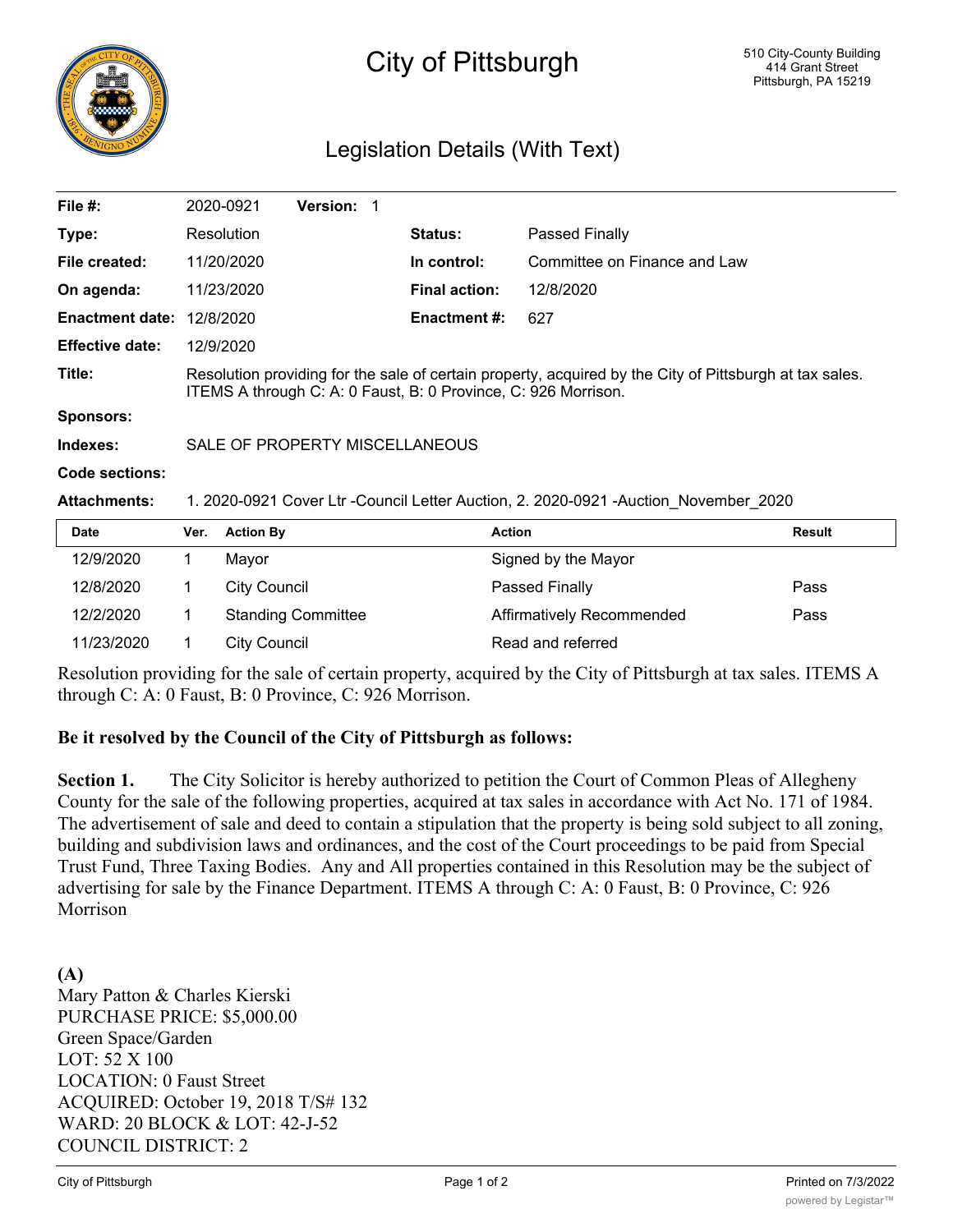# City of Pittsburgh

510 City-County Building
414 Grant Street
Pittsburgh, PA 15219

## Legislation Details (With Text)

| | | | |
|---|---|---|---|
| **File #:** | 2020-0921 **Version:** 1 | | |
| **Type:** | Resolution | **Status:** | Passed Finally |
| **File created:** | 11/20/2020 | **In control:** | Committee on Finance and Law |
| **On agenda:** | 11/23/2020 | **Final action:** | 12/8/2020 |
| **Enactment date:** | 12/8/2020 | **Enactment #:** | 627 |
| **Effective date:** | 12/9/2020 | | |

**Title:** Resolution providing for the sale of certain property, acquired by the City of Pittsburgh at tax sales. ITEMS A through C: A: 0 Faust, B: 0 Province, C: 926 Morrison.

**Sponsors:**

**Indexes:** SALE OF PROPERTY MISCELLANEOUS

**Code sections:**

**Attachments:** 1. 2020-0921 Cover Ltr -Council Letter Auction, 2. 2020-0921 -Auction_November_2020

| Date | Ver. | Action By | Action | Result |
|---|---|---|---|---|
| 12/9/2020 | 1 | Mayor | Signed by the Mayor | |
| 12/8/2020 | 1 | City Council | Passed Finally | Pass |
| 12/2/2020 | 1 | Standing Committee | Affirmatively Recommended | Pass |
| 11/23/2020 | 1 | City Council | Read and referred | |

Resolution providing for the sale of certain property, acquired by the City of Pittsburgh at tax sales. ITEMS A through C: A: 0 Faust, B: 0 Province, C: 926 Morrison.

**Be it resolved by the Council of the City of Pittsburgh as follows:**

**Section 1.** The City Solicitor is hereby authorized to petition the Court of Common Pleas of Allegheny County for the sale of the following properties, acquired at tax sales in accordance with Act No. 171 of 1984. The advertisement of sale and deed to contain a stipulation that the property is being sold subject to all zoning, building and subdivision laws and ordinances, and the cost of the Court proceedings to be paid from Special Trust Fund, Three Taxing Bodies. Any and All properties contained in this Resolution may be the subject of advertising for sale by the Finance Department. ITEMS A through C: A: 0 Faust, B: 0 Province, C: 926 Morrison

**(A)**
Mary Patton & Charles Kierski
PURCHASE PRICE: $5,000.00
Green Space/Garden
LOT: 52 X 100
LOCATION: 0 Faust Street
ACQUIRED: October 19, 2018 T/S# 132
WARD: 20 BLOCK & LOT: 42-J-52
COUNCIL DISTRICT: 2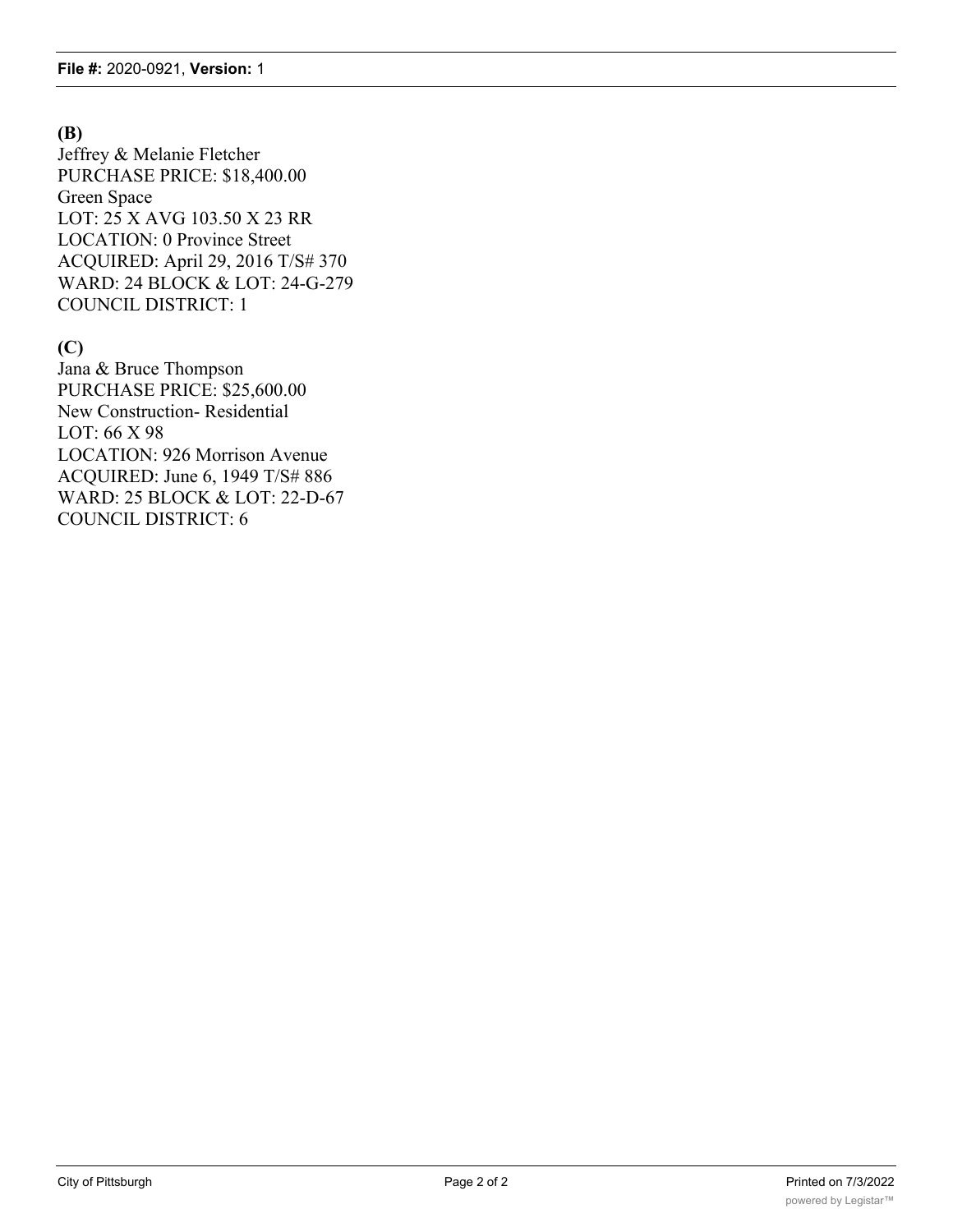**(B)**
Jeffrey & Melanie Fletcher
PURCHASE PRICE: $18,400.00
Green Space
LOT: 25 X AVG 103.50 X 23 RR
LOCATION: 0 Province Street
ACQUIRED: April 29, 2016 T/S# 370
WARD: 24 BLOCK & LOT: 24-G-279
COUNCIL DISTRICT: 1

**(C)**
Jana & Bruce Thompson
PURCHASE PRICE: $25,600.00
New Construction- Residential
LOT: 66 X 98
LOCATION: 926 Morrison Avenue
ACQUIRED: June 6, 1949 T/S# 886
WARD: 25 BLOCK & LOT: 22-D-67
COUNCIL DISTRICT: 6